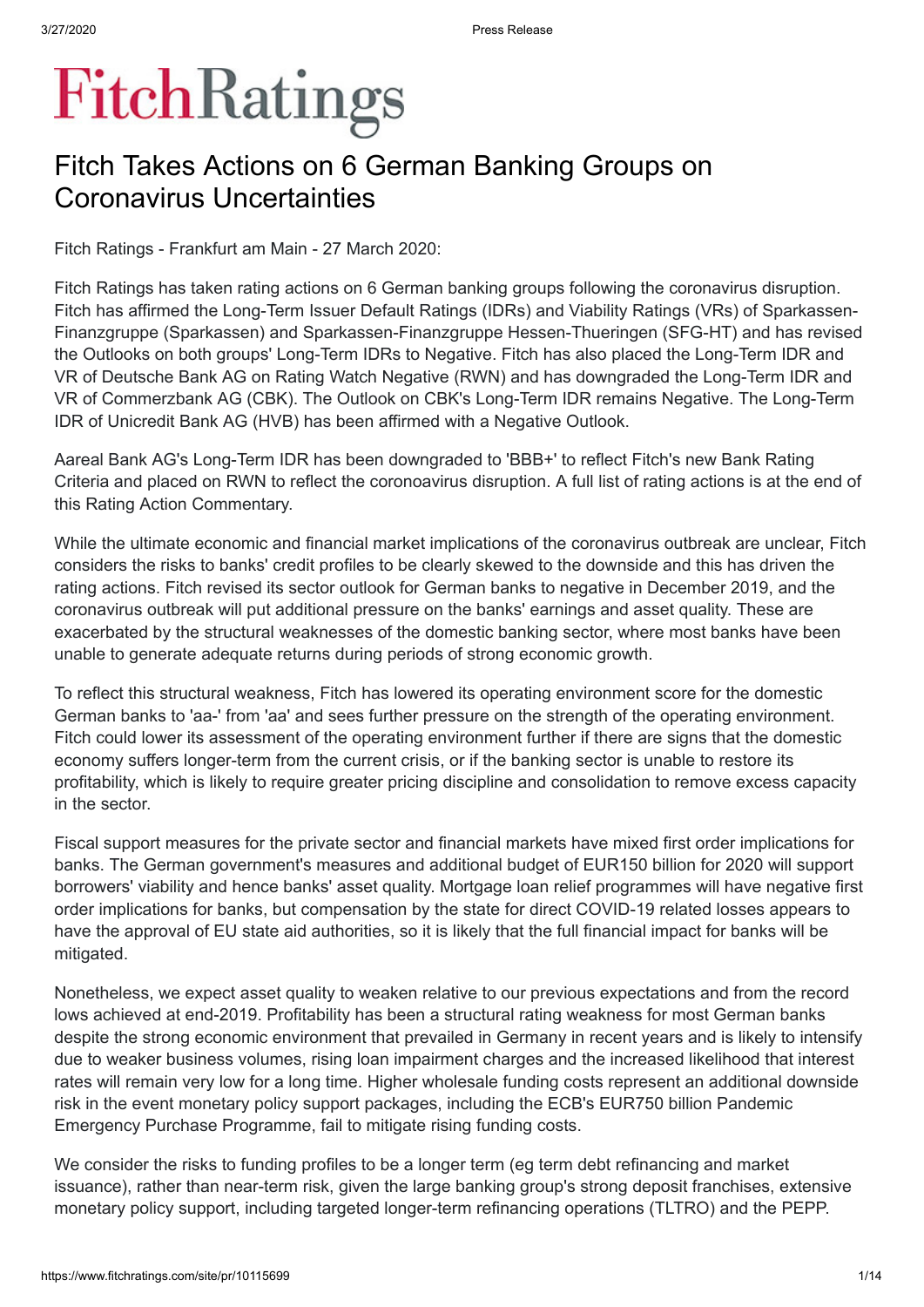# Fitch Ratings

## Fitch Takes Actions on 6 German Banking Groups on Coronavirus Uncertainties

Fitch Ratings - Frankfurt am Main - 27 March 2020:

Fitch Ratings has taken rating actions on 6 German banking groups following the coronavirus disruption. Fitch has affirmed the Long-Term Issuer Default Ratings (IDRs) and Viability Ratings (VRs) of Sparkassen-Finanzgruppe (Sparkassen) and Sparkassen-Finanzgruppe Hessen-Thueringen (SFG-HT) and has revised the Outlooks on both groups' Long-Term IDRs to Negative. Fitch has also placed the Long-Term IDR and VR of Deutsche Bank AG on Rating Watch Negative (RWN) and has downgraded the Long-Term IDR and VR of Commerzbank AG (CBK). The Outlook on CBK's Long-Term IDR remains Negative. The Long-Term IDR of Unicredit Bank AG (HVB) has been affirmed with a Negative Outlook.

Aareal Bank AG's Long-Term IDR has been downgraded to 'BBB+' to reflect Fitch's new Bank Rating Criteria and placed on RWN to reflect the coronoavirus disruption. A full list of rating actions is at the end of this Rating Action Commentary.

While the ultimate economic and financial market implications of the coronavirus outbreak are unclear, Fitch considers the risks to banks' credit profiles to be clearly skewed to the downside and this has driven the rating actions. Fitch revised its sector outlook for German banks to negative in December 2019, and the coronavirus outbreak will put additional pressure on the banks' earnings and asset quality. These are exacerbated by the structural weaknesses of the domestic banking sector, where most banks have been unable to generate adequate returns during periods of strong economic growth.

To reflect this structural weakness, Fitch has lowered its operating environment score for the domestic German banks to 'aa-' from 'aa' and sees further pressure on the strength of the operating environment. Fitch could lower its assessment of the operating environment further if there are signs that the domestic economy suffers longer-term from the current crisis, or if the banking sector is unable to restore its profitability, which is likely to require greater pricing discipline and consolidation to remove excess capacity in the sector.

Fiscal support measures for the private sector and financial markets have mixed first order implications for banks. The German government's measures and additional budget of EUR150 billion for 2020 will support borrowers' viability and hence banks' asset quality. Mortgage loan relief programmes will have negative first order implications for banks, but compensation by the state for direct COVID-19 related losses appears to have the approval of EU state aid authorities, so it is likely that the full financial impact for banks will be mitigated.

Nonetheless, we expect asset quality to weaken relative to our previous expectations and from the record lows achieved at end-2019. Profitability has been a structural rating weakness for most German banks despite the strong economic environment that prevailed in Germany in recent years and is likely to intensify due to weaker business volumes, rising loan impairment charges and the increased likelihood that interest rates will remain very low for a long time. Higher wholesale funding costs represent an additional downside risk in the event monetary policy support packages, including the ECB's EUR750 billion Pandemic Emergency Purchase Programme, fail to mitigate rising funding costs.

We consider the risks to funding profiles to be a longer term (eg term debt refinancing and market issuance), rather than near-term risk, given the large banking group's strong deposit franchises, extensive monetary policy support, including targeted longer-term refinancing operations (TLTRO) and the PEPP.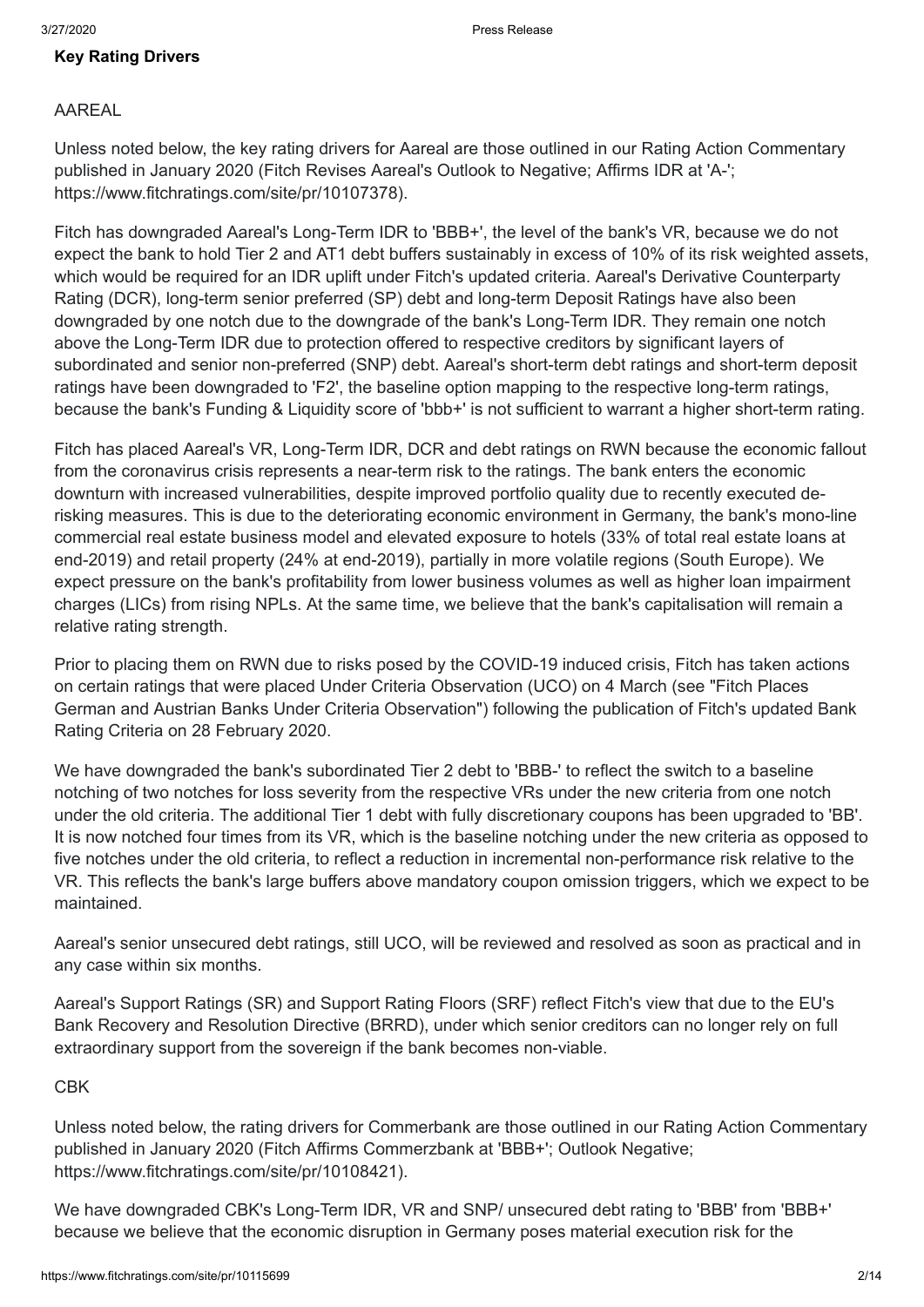## Key Rating Drivers

AAREAL

Unless noted below, the key rating drivers for Aareal are those outlined in our Rating Action Commentary published in January 2020 (Fitch Revises Aareal's Outlook to Negative; Affirms IDR at 'A-'; https://www.fitchratings.com/site/pr/10107378).

Fitch has downgraded Aareal's Long-Term IDR to 'BBB+', the level of the bank's VR, because we do not expect the bank to hold Tier 2 and AT1 debt buffers sustainably in excess of 10% of its risk weighted assets, which would be required for an IDR uplift under Fitch's updated criteria. Aareal's Derivative Counterparty Rating (DCR), long-term senior preferred (SP) debt and long-term Deposit Ratings have also been downgraded by one notch due to the downgrade of the bank's Long-Term IDR. They remain one notch above the Long-Term IDR due to protection offered to respective creditors by significant layers of subordinated and senior non-preferred (SNP) debt. Aareal's short-term debt ratings and short-term deposit ratings have been downgraded to 'F2', the baseline option mapping to the respective long-term ratings, because the bank's Funding & Liquidity score of 'bbb+' is not sufficient to warrant a higher short-term rating.

Fitch has placed Aareal's VR, Long-Term IDR, DCR and debt ratings on RWN because the economic fallout from the coronavirus crisis represents a near-term risk to the ratings. The bank enters the economic downturn with increased vulnerabilities, despite improved portfolio quality due to recently executed de-risking measures. This is due to the deteriorating economic environment in Germany, the bank's mono-line commercial real estate business model and elevated exposure to hotels (33% of total real estate loans at end-2019) and retail property (24% at end-2019), partially in more volatile regions (South Europe). We expect pressure on the bank's profitability from lower business volumes as well as higher loan impairment charges (LICs) from rising NPLs. At the same time, we believe that the bank's capitalisation will remain a relative rating strength.

Prior to placing them on RWN due to risks posed by the COVID-19 induced crisis, Fitch has taken actions on certain ratings that were placed Under Criteria Observation (UCO) on 4 March (see "Fitch Places German and Austrian Banks Under Criteria Observation") following the publication of Fitch's updated Bank Rating Criteria on 28 February 2020.

We have downgraded the bank's subordinated Tier 2 debt to 'BBB-' to reflect the switch to a baseline notching of two notches for loss severity from the respective VRs under the new criteria from one notch under the old criteria. The additional Tier 1 debt with fully discretionary coupons has been upgraded to 'BB'. It is now notched four times from its VR, which is the baseline notching under the new criteria as opposed to five notches under the old criteria, to reflect a reduction in incremental non-performance risk relative to the VR. This reflects the bank's large buffers above mandatory coupon omission triggers, which we expect to be maintained.

Aareal's senior unsecured debt ratings, still UCO, will be reviewed and resolved as soon as practical and in any case within six months.

Aareal's Support Ratings (SR) and Support Rating Floors (SRF) reflect Fitch's view that due to the EU's Bank Recovery and Resolution Directive (BRRD), under which senior creditors can no longer rely on full extraordinary support from the sovereign if the bank becomes non-viable.

CBK

Unless noted below, the rating drivers for Commerbank are those outlined in our Rating Action Commentary published in January 2020 (Fitch Affirms Commerzbank at 'BBB+'; Outlook Negative; https://www.fitchratings.com/site/pr/10108421).

We have downgraded CBK's Long-Term IDR, VR and SNP/ unsecured debt rating to 'BBB' from 'BBB+' because we believe that the economic disruption in Germany poses material execution risk for the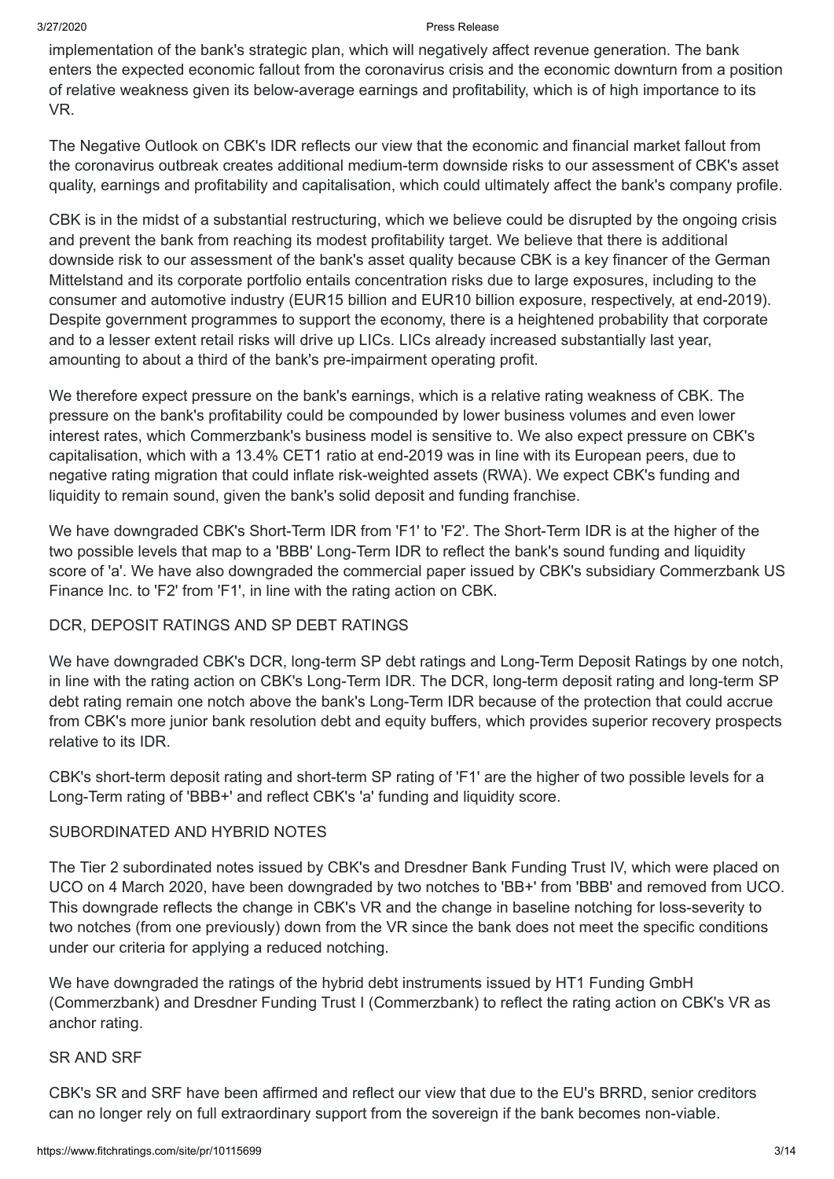implementation of the bank's strategic plan, which will negatively affect revenue generation. The bank enters the expected economic fallout from the coronavirus crisis and the economic downturn from a position of relative weakness given its below-average earnings and profitability, which is of high importance to its VR.

The Negative Outlook on CBK's IDR reflects our view that the economic and financial market fallout from the coronavirus outbreak creates additional medium-term downside risks to our assessment of CBK's asset quality, earnings and profitability and capitalisation, which could ultimately affect the bank's company profile.

CBK is in the midst of a substantial restructuring, which we believe could be disrupted by the ongoing crisis and prevent the bank from reaching its modest profitability target. We believe that there is additional downside risk to our assessment of the bank's asset quality because CBK is a key financer of the German Mittelstand and its corporate portfolio entails concentration risks due to large exposures, including to the consumer and automotive industry (EUR15 billion and EUR10 billion exposure, respectively, at end-2019). Despite government programmes to support the economy, there is a heightened probability that corporate and to a lesser extent retail risks will drive up LICs. LICs already increased substantially last year, amounting to about a third of the bank's pre-impairment operating profit.

We therefore expect pressure on the bank's earnings, which is a relative rating weakness of CBK. The pressure on the bank's profitability could be compounded by lower business volumes and even lower interest rates, which Commerzbank's business model is sensitive to. We also expect pressure on CBK's capitalisation, which with a 13.4% CET1 ratio at end-2019 was in line with its European peers, due to negative rating migration that could inflate risk-weighted assets (RWA). We expect CBK's funding and liquidity to remain sound, given the bank's solid deposit and funding franchise.

We have downgraded CBK's Short-Term IDR from 'F1' to 'F2'. The Short-Term IDR is at the higher of the two possible levels that map to a 'BBB' Long-Term IDR to reflect the bank's sound funding and liquidity score of 'a'. We have also downgraded the commercial paper issued by CBK's subsidiary Commerzbank US Finance Inc. to 'F2' from 'F1', in line with the rating action on CBK.

## DCR, DEPOSIT RATINGS AND SP DEBT RATINGS

We have downgraded CBK's DCR, long-term SP debt ratings and Long-Term Deposit Ratings by one notch, in line with the rating action on CBK's Long-Term IDR. The DCR, long-term deposit rating and long-term SP debt rating remain one notch above the bank's Long-Term IDR because of the protection that could accrue from CBK's more junior bank resolution debt and equity buffers, which provides superior recovery prospects relative to its IDR.

CBK's short-term deposit rating and short-term SP rating of 'F1' are the higher of two possible levels for a Long-Term rating of 'BBB+' and reflect CBK's 'a' funding and liquidity score.

## SUBORDINATED AND HYBRID NOTES

The Tier 2 subordinated notes issued by CBK's and Dresdner Bank Funding Trust IV, which were placed on UCO on 4 March 2020, have been downgraded by two notches to 'BB+' from 'BBB' and removed from UCO. This downgrade reflects the change in CBK's VR and the change in baseline notching for loss-severity to two notches (from one previously) down from the VR since the bank does not meet the specific conditions under our criteria for applying a reduced notching.

We have downgraded the ratings of the hybrid debt instruments issued by HT1 Funding GmbH (Commerzbank) and Dresdner Funding Trust I (Commerzbank) to reflect the rating action on CBK's VR as anchor rating.

## SR AND SRF

CBK's SR and SRF have been affirmed and reflect our view that due to the EU's BRRD, senior creditors can no longer rely on full extraordinary support from the sovereign if the bank becomes non-viable.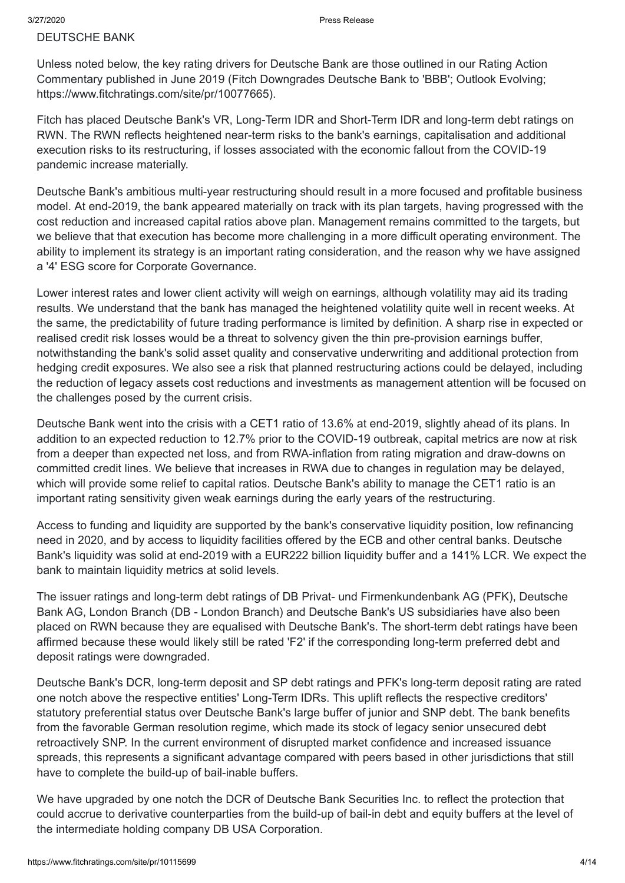DEUTSCHE BANK

Unless noted below, the key rating drivers for Deutsche Bank are those outlined in our Rating Action Commentary published in June 2019 (Fitch Downgrades Deutsche Bank to 'BBB'; Outlook Evolving; https://www.fitchratings.com/site/pr/10077665).

Fitch has placed Deutsche Bank's VR, Long-Term IDR and Short-Term IDR and long-term debt ratings on RWN. The RWN reflects heightened near-term risks to the bank's earnings, capitalisation and additional execution risks to its restructuring, if losses associated with the economic fallout from the COVID-19 pandemic increase materially.

Deutsche Bank's ambitious multi-year restructuring should result in a more focused and profitable business model. At end-2019, the bank appeared materially on track with its plan targets, having progressed with the cost reduction and increased capital ratios above plan. Management remains committed to the targets, but we believe that that execution has become more challenging in a more difficult operating environment. The ability to implement its strategy is an important rating consideration, and the reason why we have assigned a '4' ESG score for Corporate Governance.

Lower interest rates and lower client activity will weigh on earnings, although volatility may aid its trading results. We understand that the bank has managed the heightened volatility quite well in recent weeks. At the same, the predictability of future trading performance is limited by definition. A sharp rise in expected or realised credit risk losses would be a threat to solvency given the thin pre-provision earnings buffer, notwithstanding the bank's solid asset quality and conservative underwriting and additional protection from hedging credit exposures. We also see a risk that planned restructuring actions could be delayed, including the reduction of legacy assets cost reductions and investments as management attention will be focused on the challenges posed by the current crisis.

Deutsche Bank went into the crisis with a CET1 ratio of 13.6% at end-2019, slightly ahead of its plans. In addition to an expected reduction to 12.7% prior to the COVID-19 outbreak, capital metrics are now at risk from a deeper than expected net loss, and from RWA-inflation from rating migration and draw-downs on committed credit lines. We believe that increases in RWA due to changes in regulation may be delayed, which will provide some relief to capital ratios. Deutsche Bank's ability to manage the CET1 ratio is an important rating sensitivity given weak earnings during the early years of the restructuring.

Access to funding and liquidity are supported by the bank's conservative liquidity position, low refinancing need in 2020, and by access to liquidity facilities offered by the ECB and other central banks. Deutsche Bank's liquidity was solid at end-2019 with a EUR222 billion liquidity buffer and a 141% LCR. We expect the bank to maintain liquidity metrics at solid levels.

The issuer ratings and long-term debt ratings of DB Privat- und Firmenkundenbank AG (PFK), Deutsche Bank AG, London Branch (DB - London Branch) and Deutsche Bank's US subsidiaries have also been placed on RWN because they are equalised with Deutsche Bank's. The short-term debt ratings have been affirmed because these would likely still be rated 'F2' if the corresponding long-term preferred debt and deposit ratings were downgraded.

Deutsche Bank's DCR, long-term deposit and SP debt ratings and PFK's long-term deposit rating are rated one notch above the respective entities' Long-Term IDRs. This uplift reflects the respective creditors' statutory preferential status over Deutsche Bank's large buffer of junior and SNP debt. The bank benefits from the favorable German resolution regime, which made its stock of legacy senior unsecured debt retroactively SNP. In the current environment of disrupted market confidence and increased issuance spreads, this represents a significant advantage compared with peers based in other jurisdictions that still have to complete the build-up of bail-inable buffers.

We have upgraded by one notch the DCR of Deutsche Bank Securities Inc. to reflect the protection that could accrue to derivative counterparties from the build-up of bail-in debt and equity buffers at the level of the intermediate holding company DB USA Corporation.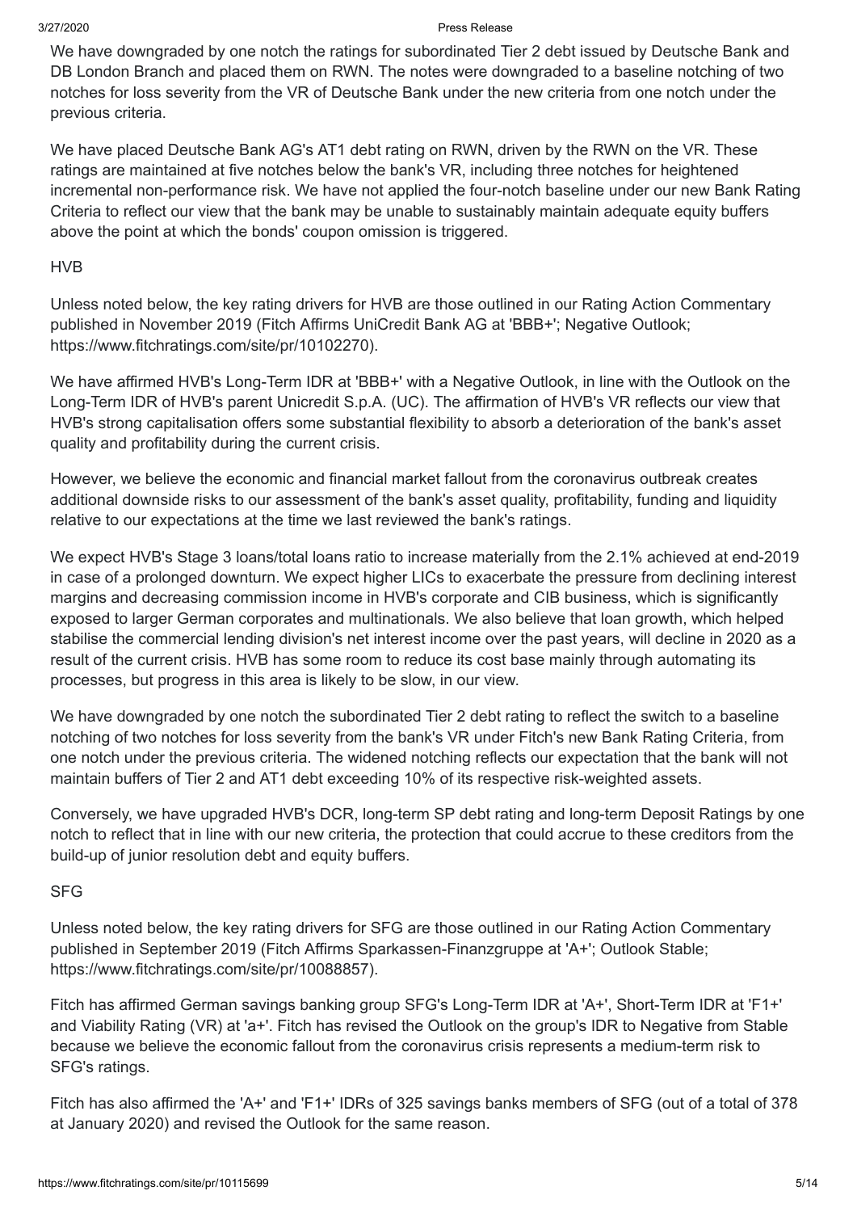We have downgraded by one notch the ratings for subordinated Tier 2 debt issued by Deutsche Bank and DB London Branch and placed them on RWN. The notes were downgraded to a baseline notching of two notches for loss severity from the VR of Deutsche Bank under the new criteria from one notch under the previous criteria.

We have placed Deutsche Bank AG's AT1 debt rating on RWN, driven by the RWN on the VR. These ratings are maintained at five notches below the bank's VR, including three notches for heightened incremental non-performance risk. We have not applied the four-notch baseline under our new Bank Rating Criteria to reflect our view that the bank may be unable to sustainably maintain adequate equity buffers above the point at which the bonds' coupon omission is triggered.

HVB

Unless noted below, the key rating drivers for HVB are those outlined in our Rating Action Commentary published in November 2019 (Fitch Affirms UniCredit Bank AG at 'BBB+'; Negative Outlook; https://www.fitchratings.com/site/pr/10102270).

We have affirmed HVB's Long-Term IDR at 'BBB+' with a Negative Outlook, in line with the Outlook on the Long-Term IDR of HVB's parent Unicredit S.p.A. (UC). The affirmation of HVB's VR reflects our view that HVB's strong capitalisation offers some substantial flexibility to absorb a deterioration of the bank's asset quality and profitability during the current crisis.

However, we believe the economic and financial market fallout from the coronavirus outbreak creates additional downside risks to our assessment of the bank's asset quality, profitability, funding and liquidity relative to our expectations at the time we last reviewed the bank's ratings.

We expect HVB's Stage 3 loans/total loans ratio to increase materially from the 2.1% achieved at end-2019 in case of a prolonged downturn. We expect higher LICs to exacerbate the pressure from declining interest margins and decreasing commission income in HVB's corporate and CIB business, which is significantly exposed to larger German corporates and multinationals. We also believe that loan growth, which helped stabilise the commercial lending division's net interest income over the past years, will decline in 2020 as a result of the current crisis. HVB has some room to reduce its cost base mainly through automating its processes, but progress in this area is likely to be slow, in our view.

We have downgraded by one notch the subordinated Tier 2 debt rating to reflect the switch to a baseline notching of two notches for loss severity from the bank's VR under Fitch's new Bank Rating Criteria, from one notch under the previous criteria. The widened notching reflects our expectation that the bank will not maintain buffers of Tier 2 and AT1 debt exceeding 10% of its respective risk-weighted assets.

Conversely, we have upgraded HVB's DCR, long-term SP debt rating and long-term Deposit Ratings by one notch to reflect that in line with our new criteria, the protection that could accrue to these creditors from the build-up of junior resolution debt and equity buffers.

SFG

Unless noted below, the key rating drivers for SFG are those outlined in our Rating Action Commentary published in September 2019 (Fitch Affirms Sparkassen-Finanzgruppe at 'A+'; Outlook Stable; https://www.fitchratings.com/site/pr/10088857).

Fitch has affirmed German savings banking group SFG's Long-Term IDR at 'A+', Short-Term IDR at 'F1+' and Viability Rating (VR) at 'a+'. Fitch has revised the Outlook on the group's IDR to Negative from Stable because we believe the economic fallout from the coronavirus crisis represents a medium-term risk to SFG's ratings.

Fitch has also affirmed the 'A+' and 'F1+' IDRs of 325 savings banks members of SFG (out of a total of 378 at January 2020) and revised the Outlook for the same reason.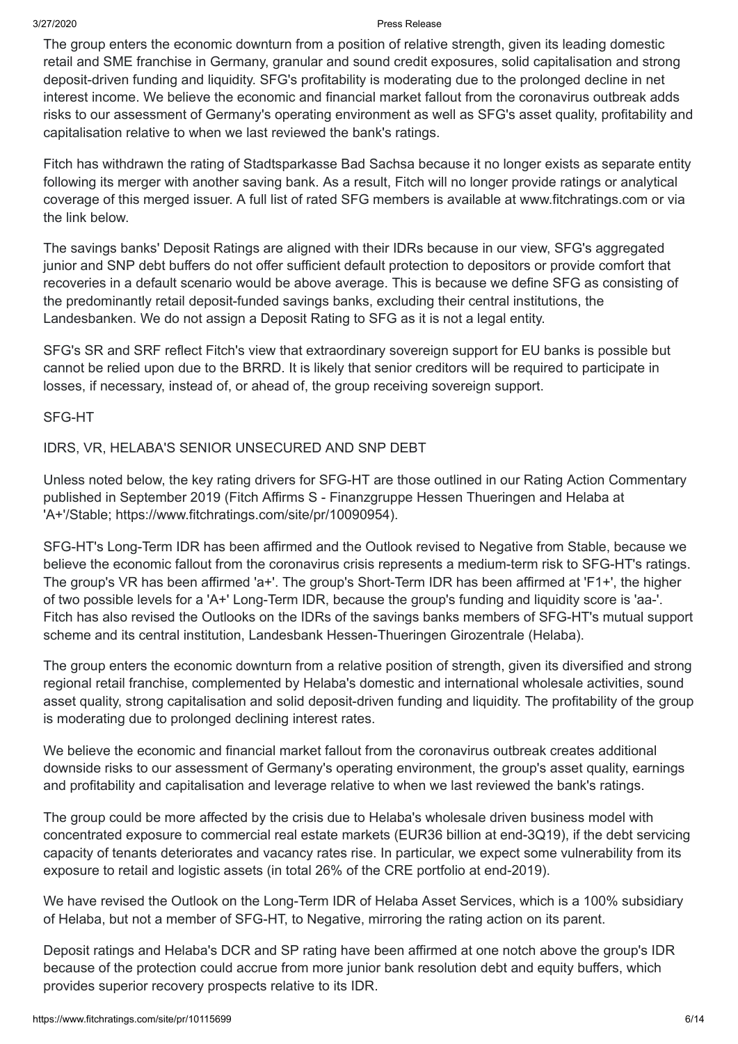The group enters the economic downturn from a position of relative strength, given its leading domestic retail and SME franchise in Germany, granular and sound credit exposures, solid capitalisation and strong deposit-driven funding and liquidity. SFG's profitability is moderating due to the prolonged decline in net interest income. We believe the economic and financial market fallout from the coronavirus outbreak adds risks to our assessment of Germany's operating environment as well as SFG's asset quality, profitability and capitalisation relative to when we last reviewed the bank's ratings.

Fitch has withdrawn the rating of Stadtsparkasse Bad Sachsa because it no longer exists as separate entity following its merger with another saving bank. As a result, Fitch will no longer provide ratings or analytical coverage of this merged issuer. A full list of rated SFG members is available at www.fitchratings.com or via the link below.

The savings banks' Deposit Ratings are aligned with their IDRs because in our view, SFG's aggregated junior and SNP debt buffers do not offer sufficient default protection to depositors or provide comfort that recoveries in a default scenario would be above average. This is because we define SFG as consisting of the predominantly retail deposit-funded savings banks, excluding their central institutions, the Landesbanken. We do not assign a Deposit Rating to SFG as it is not a legal entity.

SFG's SR and SRF reflect Fitch's view that extraordinary sovereign support for EU banks is possible but cannot be relied upon due to the BRRD. It is likely that senior creditors will be required to participate in losses, if necessary, instead of, or ahead of, the group receiving sovereign support.

SFG-HT

IDRS, VR, HELABA'S SENIOR UNSECURED AND SNP DEBT

Unless noted below, the key rating drivers for SFG-HT are those outlined in our Rating Action Commentary published in September 2019 (Fitch Affirms S - Finanzgruppe Hessen Thueringen and Helaba at 'A+'/Stable; https://www.fitchratings.com/site/pr/10090954).

SFG-HT's Long-Term IDR has been affirmed and the Outlook revised to Negative from Stable, because we believe the economic fallout from the coronavirus crisis represents a medium-term risk to SFG-HT's ratings. The group's VR has been affirmed 'a+'. The group's Short-Term IDR has been affirmed at 'F1+', the higher of two possible levels for a 'A+' Long-Term IDR, because the group's funding and liquidity score is 'aa-'. Fitch has also revised the Outlooks on the IDRs of the savings banks members of SFG-HT's mutual support scheme and its central institution, Landesbank Hessen-Thueringen Girozentrale (Helaba).

The group enters the economic downturn from a relative position of strength, given its diversified and strong regional retail franchise, complemented by Helaba's domestic and international wholesale activities, sound asset quality, strong capitalisation and solid deposit-driven funding and liquidity. The profitability of the group is moderating due to prolonged declining interest rates.

We believe the economic and financial market fallout from the coronavirus outbreak creates additional downside risks to our assessment of Germany's operating environment, the group's asset quality, earnings and profitability and capitalisation and leverage relative to when we last reviewed the bank's ratings.

The group could be more affected by the crisis due to Helaba's wholesale driven business model with concentrated exposure to commercial real estate markets (EUR36 billion at end-3Q19), if the debt servicing capacity of tenants deteriorates and vacancy rates rise. In particular, we expect some vulnerability from its exposure to retail and logistic assets (in total 26% of the CRE portfolio at end-2019).

We have revised the Outlook on the Long-Term IDR of Helaba Asset Services, which is a 100% subsidiary of Helaba, but not a member of SFG-HT, to Negative, mirroring the rating action on its parent.

Deposit ratings and Helaba's DCR and SP rating have been affirmed at one notch above the group's IDR because of the protection could accrue from more junior bank resolution debt and equity buffers, which provides superior recovery prospects relative to its IDR.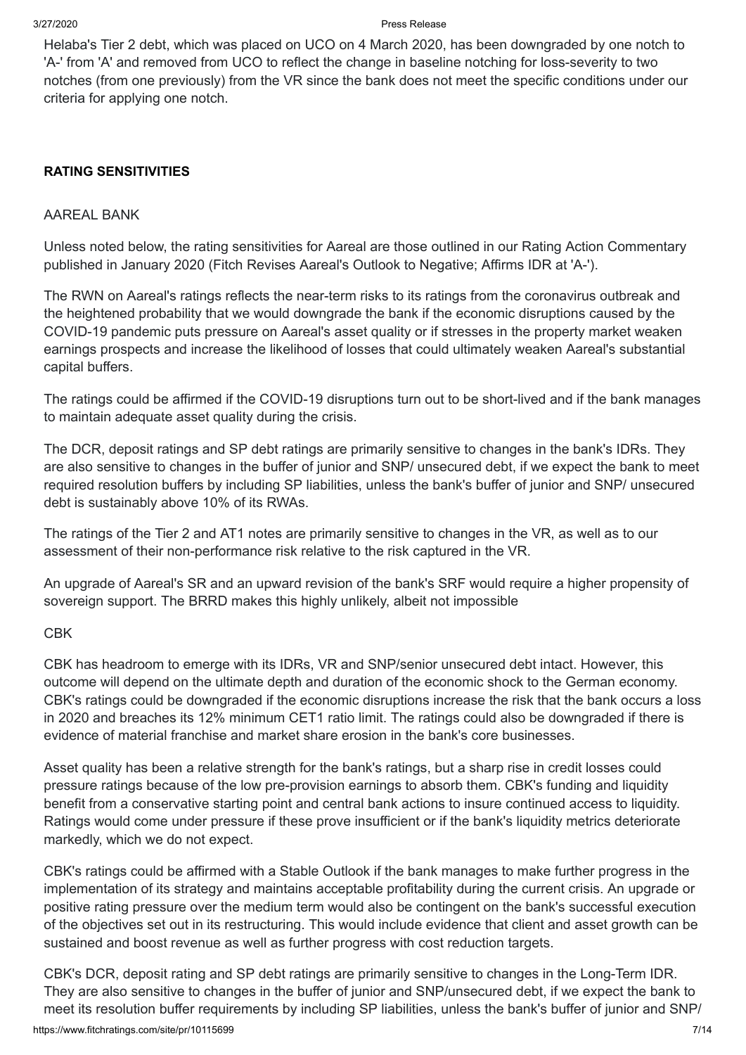Helaba's Tier 2 debt, which was placed on UCO on 4 March 2020, has been downgraded by one notch to 'A-' from 'A' and removed from UCO to reflect the change in baseline notching for loss-severity to two notches (from one previously) from the VR since the bank does not meet the specific conditions under our criteria for applying one notch.

**RATING SENSITIVITIES**

AAREAL BANK

Unless noted below, the rating sensitivities for Aareal are those outlined in our Rating Action Commentary published in January 2020 (Fitch Revises Aareal's Outlook to Negative; Affirms IDR at 'A-').

The RWN on Aareal's ratings reflects the near-term risks to its ratings from the coronavirus outbreak and the heightened probability that we would downgrade the bank if the economic disruptions caused by the COVID-19 pandemic puts pressure on Aareal's asset quality or if stresses in the property market weaken earnings prospects and increase the likelihood of losses that could ultimately weaken Aareal's substantial capital buffers.

The ratings could be affirmed if the COVID-19 disruptions turn out to be short-lived and if the bank manages to maintain adequate asset quality during the crisis.

The DCR, deposit ratings and SP debt ratings are primarily sensitive to changes in the bank's IDRs. They are also sensitive to changes in the buffer of junior and SNP/ unsecured debt, if we expect the bank to meet required resolution buffers by including SP liabilities, unless the bank's buffer of junior and SNP/ unsecured debt is sustainably above 10% of its RWAs.

The ratings of the Tier 2 and AT1 notes are primarily sensitive to changes in the VR, as well as to our assessment of their non-performance risk relative to the risk captured in the VR.

An upgrade of Aareal's SR and an upward revision of the bank's SRF would require a higher propensity of sovereign support. The BRRD makes this highly unlikely, albeit not impossible

CBK

CBK has headroom to emerge with its IDRs, VR and SNP/senior unsecured debt intact. However, this outcome will depend on the ultimate depth and duration of the economic shock to the German economy. CBK's ratings could be downgraded if the economic disruptions increase the risk that the bank occurs a loss in 2020 and breaches its 12% minimum CET1 ratio limit. The ratings could also be downgraded if there is evidence of material franchise and market share erosion in the bank's core businesses.

Asset quality has been a relative strength for the bank's ratings, but a sharp rise in credit losses could pressure ratings because of the low pre-provision earnings to absorb them. CBK's funding and liquidity benefit from a conservative starting point and central bank actions to insure continued access to liquidity. Ratings would come under pressure if these prove insufficient or if the bank's liquidity metrics deteriorate markedly, which we do not expect.

CBK's ratings could be affirmed with a Stable Outlook if the bank manages to make further progress in the implementation of its strategy and maintains acceptable profitability during the current crisis. An upgrade or positive rating pressure over the medium term would also be contingent on the bank's successful execution of the objectives set out in its restructuring. This would include evidence that client and asset growth can be sustained and boost revenue as well as further progress with cost reduction targets.

CBK's DCR, deposit rating and SP debt ratings are primarily sensitive to changes in the Long-Term IDR. They are also sensitive to changes in the buffer of junior and SNP/unsecured debt, if we expect the bank to meet its resolution buffer requirements by including SP liabilities, unless the bank's buffer of junior and SNP/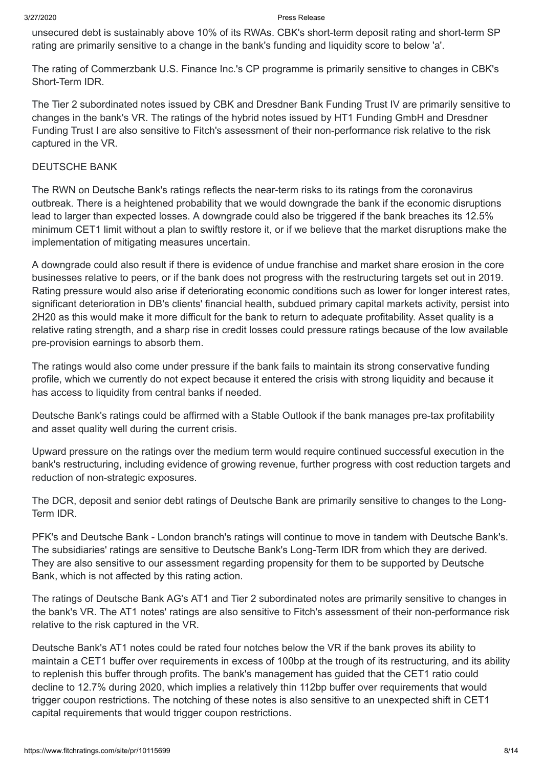unsecured debt is sustainably above 10% of its RWAs. CBK's short-term deposit rating and short-term SP rating are primarily sensitive to a change in the bank's funding and liquidity score to below 'a'.

The rating of Commerzbank U.S. Finance Inc.'s CP programme is primarily sensitive to changes in CBK's Short-Term IDR.

The Tier 2 subordinated notes issued by CBK and Dresdner Bank Funding Trust IV are primarily sensitive to changes in the bank's VR. The ratings of the hybrid notes issued by HT1 Funding GmbH and Dresdner Funding Trust I are also sensitive to Fitch's assessment of their non-performance risk relative to the risk captured in the VR.

DEUTSCHE BANK

The RWN on Deutsche Bank's ratings reflects the near-term risks to its ratings from the coronavirus outbreak. There is a heightened probability that we would downgrade the bank if the economic disruptions lead to larger than expected losses. A downgrade could also be triggered if the bank breaches its 12.5% minimum CET1 limit without a plan to swiftly restore it, or if we believe that the market disruptions make the implementation of mitigating measures uncertain.

A downgrade could also result if there is evidence of undue franchise and market share erosion in the core businesses relative to peers, or if the bank does not progress with the restructuring targets set out in 2019. Rating pressure would also arise if deteriorating economic conditions such as lower for longer interest rates, significant deterioration in DB's clients' financial health, subdued primary capital markets activity, persist into 2H20 as this would make it more difficult for the bank to return to adequate profitability. Asset quality is a relative rating strength, and a sharp rise in credit losses could pressure ratings because of the low available pre-provision earnings to absorb them.

The ratings would also come under pressure if the bank fails to maintain its strong conservative funding profile, which we currently do not expect because it entered the crisis with strong liquidity and because it has access to liquidity from central banks if needed.

Deutsche Bank's ratings could be affirmed with a Stable Outlook if the bank manages pre-tax profitability and asset quality well during the current crisis.

Upward pressure on the ratings over the medium term would require continued successful execution in the bank's restructuring, including evidence of growing revenue, further progress with cost reduction targets and reduction of non-strategic exposures.

The DCR, deposit and senior debt ratings of Deutsche Bank are primarily sensitive to changes to the Long-Term IDR.

PFK's and Deutsche Bank - London branch's ratings will continue to move in tandem with Deutsche Bank's. The subsidiaries' ratings are sensitive to Deutsche Bank's Long-Term IDR from which they are derived. They are also sensitive to our assessment regarding propensity for them to be supported by Deutsche Bank, which is not affected by this rating action.

The ratings of Deutsche Bank AG's AT1 and Tier 2 subordinated notes are primarily sensitive to changes in the bank's VR. The AT1 notes' ratings are also sensitive to Fitch's assessment of their non-performance risk relative to the risk captured in the VR.

Deutsche Bank's AT1 notes could be rated four notches below the VR if the bank proves its ability to maintain a CET1 buffer over requirements in excess of 100bp at the trough of its restructuring, and its ability to replenish this buffer through profits. The bank's management has guided that the CET1 ratio could decline to 12.7% during 2020, which implies a relatively thin 112bp buffer over requirements that would trigger coupon restrictions. The notching of these notes is also sensitive to an unexpected shift in CET1 capital requirements that would trigger coupon restrictions.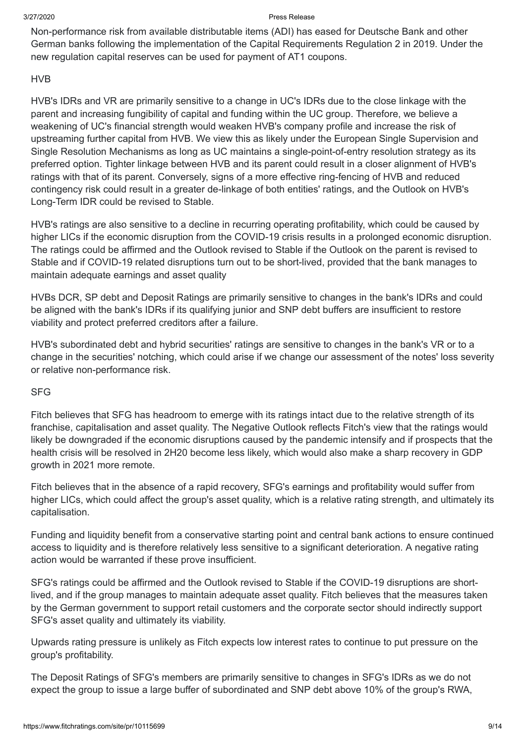Non-performance risk from available distributable items (ADI) has eased for Deutsche Bank and other German banks following the implementation of the Capital Requirements Regulation 2 in 2019. Under the new regulation capital reserves can be used for payment of AT1 coupons.

HVB

HVB's IDRs and VR are primarily sensitive to a change in UC's IDRs due to the close linkage with the parent and increasing fungibility of capital and funding within the UC group. Therefore, we believe a weakening of UC's financial strength would weaken HVB's company profile and increase the risk of upstreaming further capital from HVB. We view this as likely under the European Single Supervision and Single Resolution Mechanisms as long as UC maintains a single-point-of-entry resolution strategy as its preferred option. Tighter linkage between HVB and its parent could result in a closer alignment of HVB's ratings with that of its parent. Conversely, signs of a more effective ring-fencing of HVB and reduced contingency risk could result in a greater de-linkage of both entities' ratings, and the Outlook on HVB's Long-Term IDR could be revised to Stable.

HVB's ratings are also sensitive to a decline in recurring operating profitability, which could be caused by higher LICs if the economic disruption from the COVID-19 crisis results in a prolonged economic disruption. The ratings could be affirmed and the Outlook revised to Stable if the Outlook on the parent is revised to Stable and if COVID-19 related disruptions turn out to be short-lived, provided that the bank manages to maintain adequate earnings and asset quality

HVBs DCR, SP debt and Deposit Ratings are primarily sensitive to changes in the bank's IDRs and could be aligned with the bank's IDRs if its qualifying junior and SNP debt buffers are insufficient to restore viability and protect preferred creditors after a failure.

HVB's subordinated debt and hybrid securities' ratings are sensitive to changes in the bank's VR or to a change in the securities' notching, which could arise if we change our assessment of the notes' loss severity or relative non-performance risk.

SFG

Fitch believes that SFG has headroom to emerge with its ratings intact due to the relative strength of its franchise, capitalisation and asset quality. The Negative Outlook reflects Fitch's view that the ratings would likely be downgraded if the economic disruptions caused by the pandemic intensify and if prospects that the health crisis will be resolved in 2H20 become less likely, which would also make a sharp recovery in GDP growth in 2021 more remote.

Fitch believes that in the absence of a rapid recovery, SFG's earnings and profitability would suffer from higher LICs, which could affect the group's asset quality, which is a relative rating strength, and ultimately its capitalisation.

Funding and liquidity benefit from a conservative starting point and central bank actions to ensure continued access to liquidity and is therefore relatively less sensitive to a significant deterioration. A negative rating action would be warranted if these prove insufficient.

SFG's ratings could be affirmed and the Outlook revised to Stable if the COVID-19 disruptions are short-lived, and if the group manages to maintain adequate asset quality. Fitch believes that the measures taken by the German government to support retail customers and the corporate sector should indirectly support SFG's asset quality and ultimately its viability.

Upwards rating pressure is unlikely as Fitch expects low interest rates to continue to put pressure on the group's profitability.

The Deposit Ratings of SFG's members are primarily sensitive to changes in SFG's IDRs as we do not expect the group to issue a large buffer of subordinated and SNP debt above 10% of the group's RWA,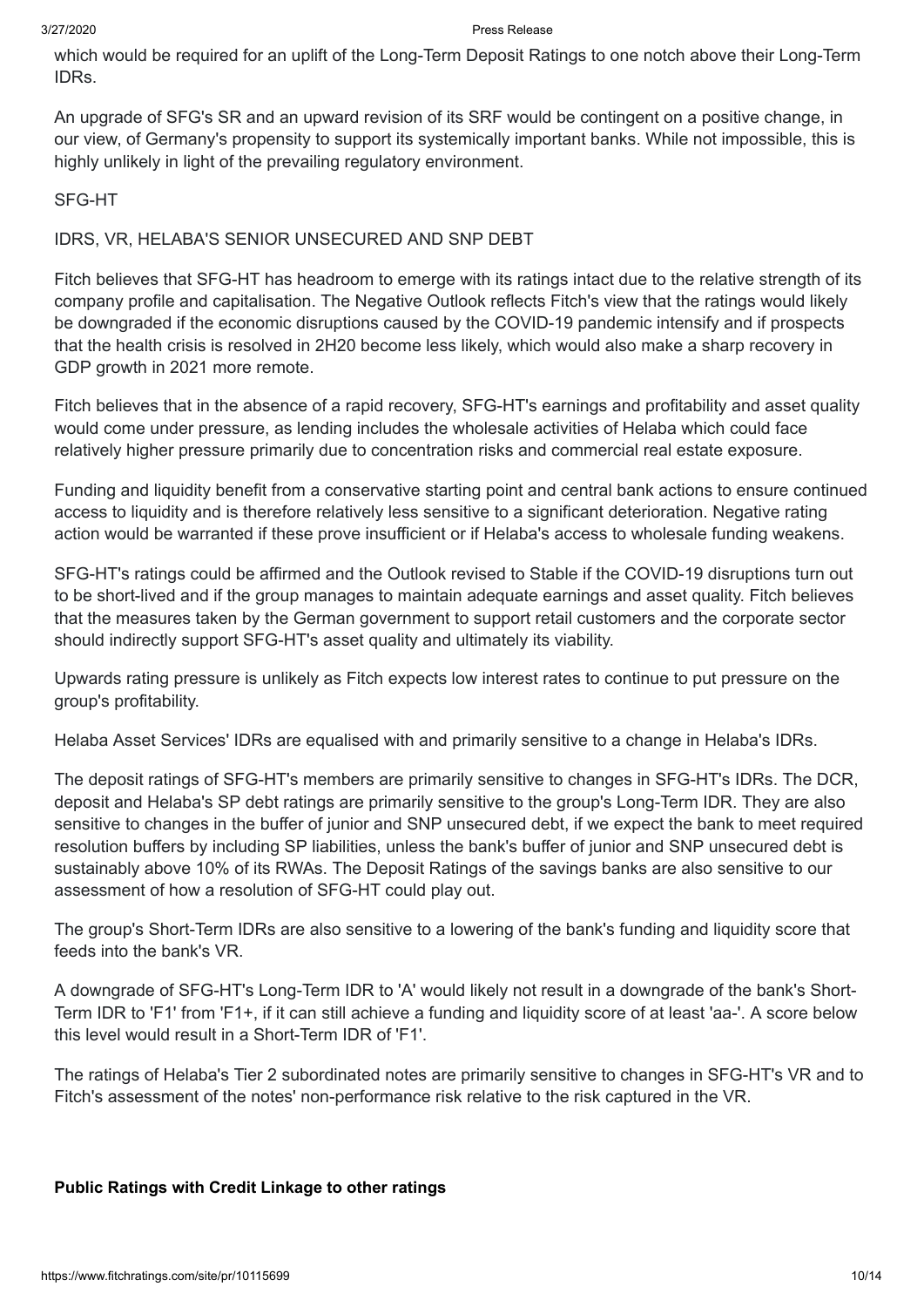which would be required for an uplift of the Long-Term Deposit Ratings to one notch above their Long-Term IDRs.

An upgrade of SFG's SR and an upward revision of its SRF would be contingent on a positive change, in our view, of Germany's propensity to support its systemically important banks. While not impossible, this is highly unlikely in light of the prevailing regulatory environment.

SFG-HT

IDRS, VR, HELABA'S SENIOR UNSECURED AND SNP DEBT

Fitch believes that SFG-HT has headroom to emerge with its ratings intact due to the relative strength of its company profile and capitalisation. The Negative Outlook reflects Fitch's view that the ratings would likely be downgraded if the economic disruptions caused by the COVID-19 pandemic intensify and if prospects that the health crisis is resolved in 2H20 become less likely, which would also make a sharp recovery in GDP growth in 2021 more remote.

Fitch believes that in the absence of a rapid recovery, SFG-HT's earnings and profitability and asset quality would come under pressure, as lending includes the wholesale activities of Helaba which could face relatively higher pressure primarily due to concentration risks and commercial real estate exposure.

Funding and liquidity benefit from a conservative starting point and central bank actions to ensure continued access to liquidity and is therefore relatively less sensitive to a significant deterioration. Negative rating action would be warranted if these prove insufficient or if Helaba's access to wholesale funding weakens.

SFG-HT's ratings could be affirmed and the Outlook revised to Stable if the COVID-19 disruptions turn out to be short-lived and if the group manages to maintain adequate earnings and asset quality. Fitch believes that the measures taken by the German government to support retail customers and the corporate sector should indirectly support SFG-HT's asset quality and ultimately its viability.

Upwards rating pressure is unlikely as Fitch expects low interest rates to continue to put pressure on the group's profitability.

Helaba Asset Services' IDRs are equalised with and primarily sensitive to a change in Helaba's IDRs.

The deposit ratings of SFG-HT's members are primarily sensitive to changes in SFG-HT's IDRs. The DCR, deposit and Helaba's SP debt ratings are primarily sensitive to the group's Long-Term IDR. They are also sensitive to changes in the buffer of junior and SNP unsecured debt, if we expect the bank to meet required resolution buffers by including SP liabilities, unless the bank's buffer of junior and SNP unsecured debt is sustainably above 10% of its RWAs. The Deposit Ratings of the savings banks are also sensitive to our assessment of how a resolution of SFG-HT could play out.

The group's Short-Term IDRs are also sensitive to a lowering of the bank's funding and liquidity score that feeds into the bank's VR.

A downgrade of SFG-HT's Long-Term IDR to 'A' would likely not result in a downgrade of the bank's Short-Term IDR to 'F1' from 'F1+, if it can still achieve a funding and liquidity score of at least 'aa-'. A score below this level would result in a Short-Term IDR of 'F1'.

The ratings of Helaba's Tier 2 subordinated notes are primarily sensitive to changes in SFG-HT's VR and to Fitch's assessment of the notes' non-performance risk relative to the risk captured in the VR.

**Public Ratings with Credit Linkage to other ratings**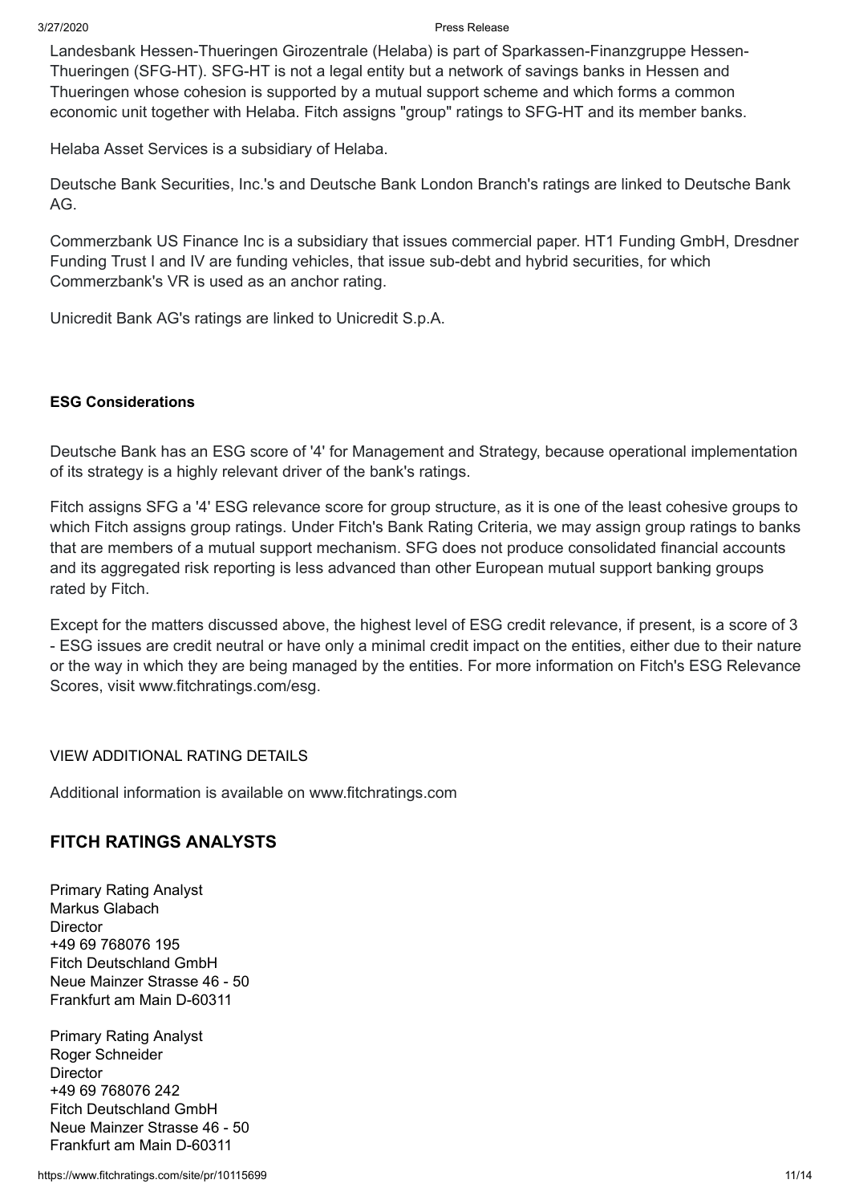Landesbank Hessen-Thueringen Girozentrale (Helaba) is part of Sparkassen-Finanzgruppe Hessen-Thueringen (SFG-HT). SFG-HT is not a legal entity but a network of savings banks in Hessen and Thueringen whose cohesion is supported by a mutual support scheme and which forms a common economic unit together with Helaba. Fitch assigns "group" ratings to SFG-HT and its member banks.

Helaba Asset Services is a subsidiary of Helaba.

Deutsche Bank Securities, Inc.'s and Deutsche Bank London Branch's ratings are linked to Deutsche Bank AG.

Commerzbank US Finance Inc is a subsidiary that issues commercial paper. HT1 Funding GmbH, Dresdner Funding Trust I and IV are funding vehicles, that issue sub-debt and hybrid securities, for which Commerzbank's VR is used as an anchor rating.

Unicredit Bank AG's ratings are linked to Unicredit S.p.A.

**ESG Considerations**

Deutsche Bank has an ESG score of '4' for Management and Strategy, because operational implementation of its strategy is a highly relevant driver of the bank's ratings.

Fitch assigns SFG a '4' ESG relevance score for group structure, as it is one of the least cohesive groups to which Fitch assigns group ratings. Under Fitch's Bank Rating Criteria, we may assign group ratings to banks that are members of a mutual support mechanism. SFG does not produce consolidated financial accounts and its aggregated risk reporting is less advanced than other European mutual support banking groups rated by Fitch.

Except for the matters discussed above, the highest level of ESG credit relevance, if present, is a score of 3 - ESG issues are credit neutral or have only a minimal credit impact on the entities, either due to their nature or the way in which they are being managed by the entities. For more information on Fitch's ESG Relevance Scores, visit www.fitchratings.com/esg.

VIEW ADDITIONAL RATING DETAILS

Additional information is available on www.fitchratings.com

## FITCH RATINGS ANALYSTS

Primary Rating Analyst
Markus Glabach
Director
+49 69 768076 195
Fitch Deutschland GmbH
Neue Mainzer Strasse 46 - 50
Frankfurt am Main D-60311

Primary Rating Analyst
Roger Schneider
Director
+49 69 768076 242
Fitch Deutschland GmbH
Neue Mainzer Strasse 46 - 50
Frankfurt am Main D-60311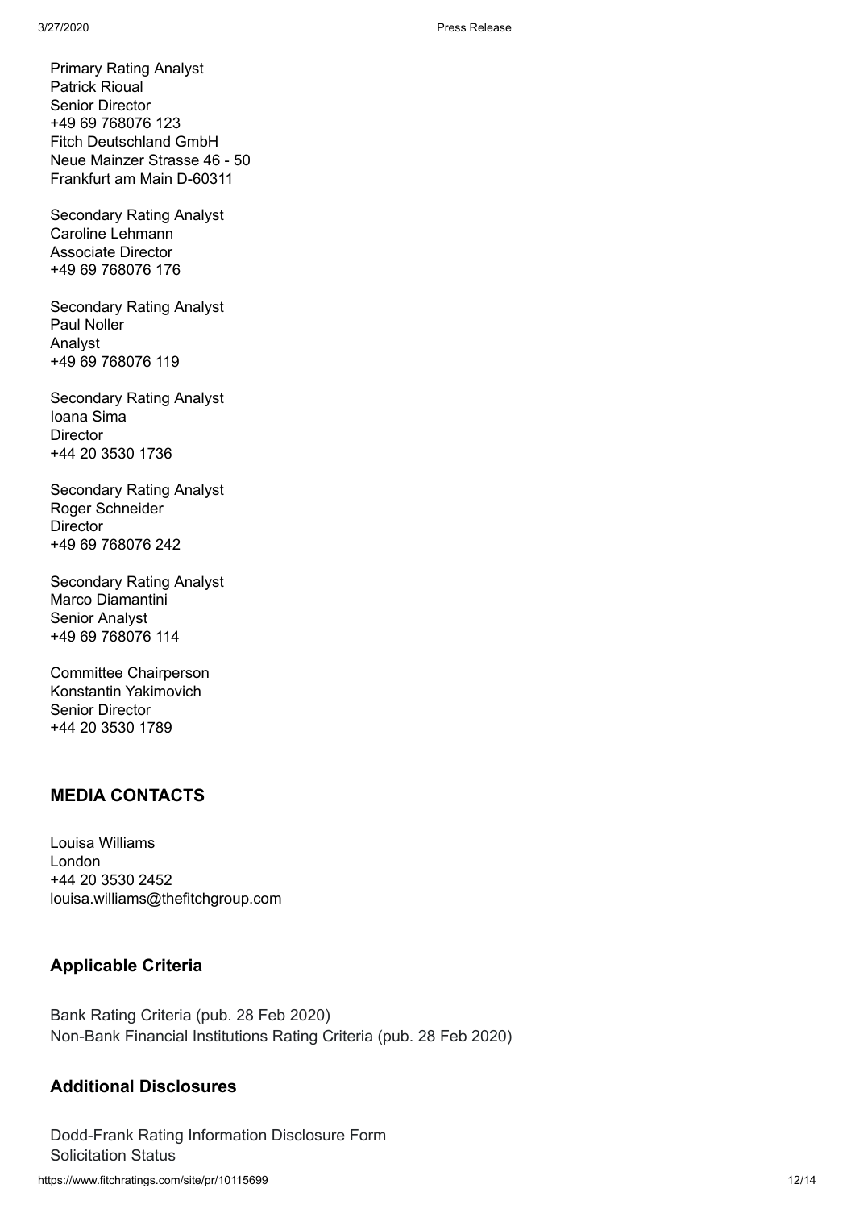Primary Rating Analyst
Patrick Rioual
Senior Director
+49 69 768076 123
Fitch Deutschland GmbH
Neue Mainzer Strasse 46 - 50
Frankfurt am Main D-60311

Secondary Rating Analyst
Caroline Lehmann
Associate Director
+49 69 768076 176

Secondary Rating Analyst
Paul Noller
Analyst
+49 69 768076 119

Secondary Rating Analyst
Ioana Sima
Director
+44 20 3530 1736

Secondary Rating Analyst
Roger Schneider
Director
+49 69 768076 242

Secondary Rating Analyst
Marco Diamantini
Senior Analyst
+49 69 768076 114

Committee Chairperson
Konstantin Yakimovich
Senior Director
+44 20 3530 1789

## MEDIA CONTACTS

Louisa Williams
London
+44 20 3530 2452
louisa.williams@thefitchgroup.com

## Applicable Criteria

Bank Rating Criteria (pub. 28 Feb 2020)
Non-Bank Financial Institutions Rating Criteria (pub. 28 Feb 2020)

## Additional Disclosures

Dodd-Frank Rating Information Disclosure Form
Solicitation Status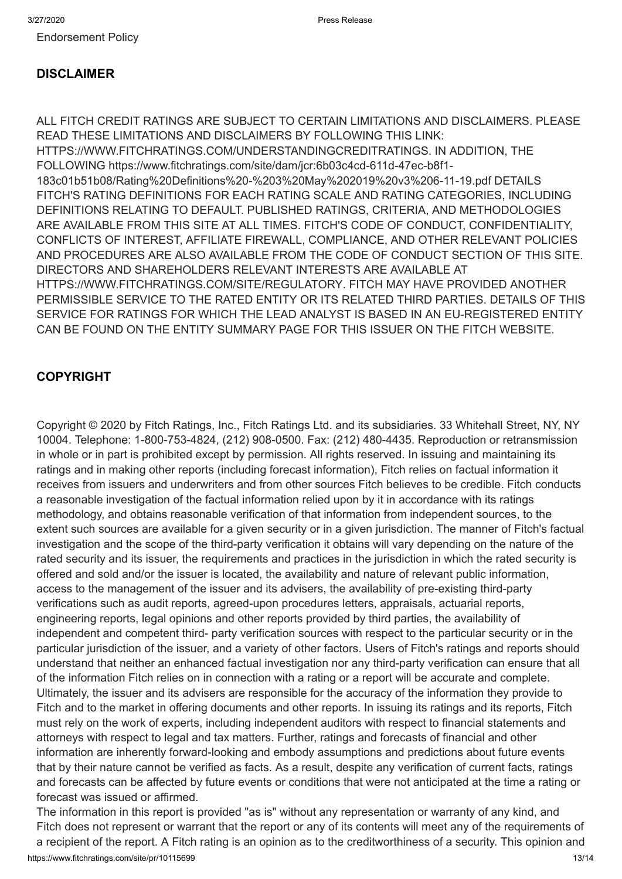Endorsement Policy

## DISCLAIMER

ALL FITCH CREDIT RATINGS ARE SUBJECT TO CERTAIN LIMITATIONS AND DISCLAIMERS. PLEASE READ THESE LIMITATIONS AND DISCLAIMERS BY FOLLOWING THIS LINK: HTTPS://WWW.FITCHRATINGS.COM/UNDERSTANDINGCREDITRATINGS. IN ADDITION, THE FOLLOWING https://www.fitchratings.com/site/dam/jcr:6b03c4cd-611d-47ec-b8f1-183c01b51b08/Rating%20Definitions%20-%203%20May%202019%20v3%206-11-19.pdf DETAILS FITCH'S RATING DEFINITIONS FOR EACH RATING SCALE AND RATING CATEGORIES, INCLUDING DEFINITIONS RELATING TO DEFAULT. PUBLISHED RATINGS, CRITERIA, AND METHODOLOGIES ARE AVAILABLE FROM THIS SITE AT ALL TIMES. FITCH'S CODE OF CONDUCT, CONFIDENTIALITY, CONFLICTS OF INTEREST, AFFILIATE FIREWALL, COMPLIANCE, AND OTHER RELEVANT POLICIES AND PROCEDURES ARE ALSO AVAILABLE FROM THE CODE OF CONDUCT SECTION OF THIS SITE. DIRECTORS AND SHAREHOLDERS RELEVANT INTERESTS ARE AVAILABLE AT HTTPS://WWW.FITCHRATINGS.COM/SITE/REGULATORY. FITCH MAY HAVE PROVIDED ANOTHER PERMISSIBLE SERVICE TO THE RATED ENTITY OR ITS RELATED THIRD PARTIES. DETAILS OF THIS SERVICE FOR RATINGS FOR WHICH THE LEAD ANALYST IS BASED IN AN EU-REGISTERED ENTITY CAN BE FOUND ON THE ENTITY SUMMARY PAGE FOR THIS ISSUER ON THE FITCH WEBSITE.

## COPYRIGHT

Copyright © 2020 by Fitch Ratings, Inc., Fitch Ratings Ltd. and its subsidiaries. 33 Whitehall Street, NY, NY 10004. Telephone: 1-800-753-4824, (212) 908-0500. Fax: (212) 480-4435. Reproduction or retransmission in whole or in part is prohibited except by permission. All rights reserved. In issuing and maintaining its ratings and in making other reports (including forecast information), Fitch relies on factual information it receives from issuers and underwriters and from other sources Fitch believes to be credible. Fitch conducts a reasonable investigation of the factual information relied upon by it in accordance with its ratings methodology, and obtains reasonable verification of that information from independent sources, to the extent such sources are available for a given security or in a given jurisdiction. The manner of Fitch's factual investigation and the scope of the third-party verification it obtains will vary depending on the nature of the rated security and its issuer, the requirements and practices in the jurisdiction in which the rated security is offered and sold and/or the issuer is located, the availability and nature of relevant public information, access to the management of the issuer and its advisers, the availability of pre-existing third-party verifications such as audit reports, agreed-upon procedures letters, appraisals, actuarial reports, engineering reports, legal opinions and other reports provided by third parties, the availability of independent and competent third- party verification sources with respect to the particular security or in the particular jurisdiction of the issuer, and a variety of other factors. Users of Fitch's ratings and reports should understand that neither an enhanced factual investigation nor any third-party verification can ensure that all of the information Fitch relies on in connection with a rating or a report will be accurate and complete. Ultimately, the issuer and its advisers are responsible for the accuracy of the information they provide to Fitch and to the market in offering documents and other reports. In issuing its ratings and its reports, Fitch must rely on the work of experts, including independent auditors with respect to financial statements and attorneys with respect to legal and tax matters. Further, ratings and forecasts of financial and other information are inherently forward-looking and embody assumptions and predictions about future events that by their nature cannot be verified as facts. As a result, despite any verification of current facts, ratings and forecasts can be affected by future events or conditions that were not anticipated at the time a rating or forecast was issued or affirmed.

The information in this report is provided "as is" without any representation or warranty of any kind, and Fitch does not represent or warrant that the report or any of its contents will meet any of the requirements of a recipient of the report. A Fitch rating is an opinion as to the creditworthiness of a security. This opinion and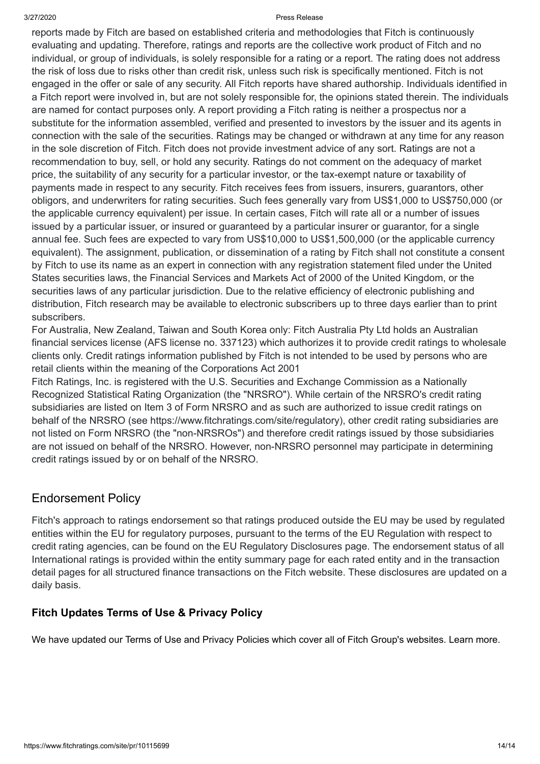reports made by Fitch are based on established criteria and methodologies that Fitch is continuously evaluating and updating. Therefore, ratings and reports are the collective work product of Fitch and no individual, or group of individuals, is solely responsible for a rating or a report. The rating does not address the risk of loss due to risks other than credit risk, unless such risk is specifically mentioned. Fitch is not engaged in the offer or sale of any security. All Fitch reports have shared authorship. Individuals identified in a Fitch report were involved in, but are not solely responsible for, the opinions stated therein. The individuals are named for contact purposes only. A report providing a Fitch rating is neither a prospectus nor a substitute for the information assembled, verified and presented to investors by the issuer and its agents in connection with the sale of the securities. Ratings may be changed or withdrawn at any time for any reason in the sole discretion of Fitch. Fitch does not provide investment advice of any sort. Ratings are not a recommendation to buy, sell, or hold any security. Ratings do not comment on the adequacy of market price, the suitability of any security for a particular investor, or the tax-exempt nature or taxability of payments made in respect to any security. Fitch receives fees from issuers, insurers, guarantors, other obligors, and underwriters for rating securities. Such fees generally vary from US$1,000 to US$750,000 (or the applicable currency equivalent) per issue. In certain cases, Fitch will rate all or a number of issues issued by a particular issuer, or insured or guaranteed by a particular insurer or guarantor, for a single annual fee. Such fees are expected to vary from US$10,000 to US$1,500,000 (or the applicable currency equivalent). The assignment, publication, or dissemination of a rating by Fitch shall not constitute a consent by Fitch to use its name as an expert in connection with any registration statement filed under the United States securities laws, the Financial Services and Markets Act of 2000 of the United Kingdom, or the securities laws of any particular jurisdiction. Due to the relative efficiency of electronic publishing and distribution, Fitch research may be available to electronic subscribers up to three days earlier than to print subscribers.

For Australia, New Zealand, Taiwan and South Korea only: Fitch Australia Pty Ltd holds an Australian financial services license (AFS license no. 337123) which authorizes it to provide credit ratings to wholesale clients only. Credit ratings information published by Fitch is not intended to be used by persons who are retail clients within the meaning of the Corporations Act 2001

Fitch Ratings, Inc. is registered with the U.S. Securities and Exchange Commission as a Nationally Recognized Statistical Rating Organization (the "NRSRO"). While certain of the NRSRO's credit rating subsidiaries are listed on Item 3 of Form NRSRO and as such are authorized to issue credit ratings on behalf of the NRSRO (see https://www.fitchratings.com/site/regulatory), other credit rating subsidiaries are not listed on Form NRSRO (the "non-NRSROs") and therefore credit ratings issued by those subsidiaries are not issued on behalf of the NRSRO. However, non-NRSRO personnel may participate in determining credit ratings issued by or on behalf of the NRSRO.

## Endorsement Policy

Fitch's approach to ratings endorsement so that ratings produced outside the EU may be used by regulated entities within the EU for regulatory purposes, pursuant to the terms of the EU Regulation with respect to credit rating agencies, can be found on the EU Regulatory Disclosures page. The endorsement status of all International ratings is provided within the entity summary page for each rated entity and in the transaction detail pages for all structured finance transactions on the Fitch website. These disclosures are updated on a daily basis.

### Fitch Updates Terms of Use & Privacy Policy

We have updated our Terms of Use and Privacy Policies which cover all of Fitch Group's websites. Learn more.